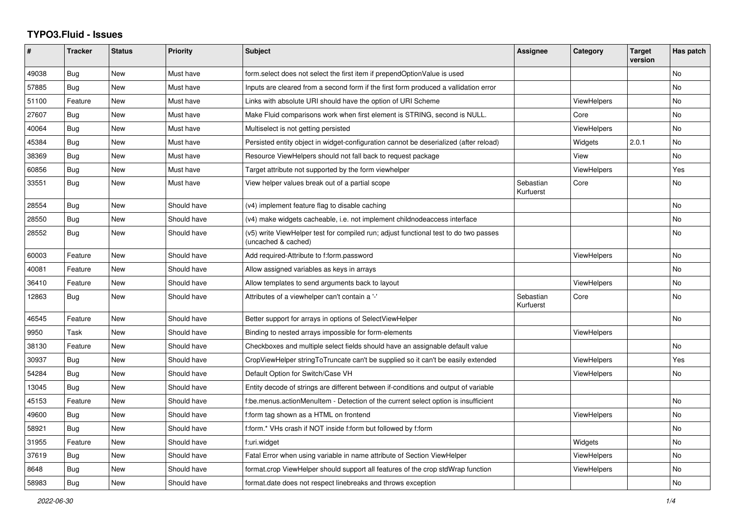# TYPO3.Fluid - Issues

| # | Tracker | Status | Priority | Subject | Assignee | Category | Target version | Has patch |
|---|---|---|---|---|---|---|---|---|
| 49038 | Bug | New | Must have | form.select does not select the first item if prependOptionValue is used | | | | No |
| 57885 | Bug | New | Must have | Inputs are cleared from a second form if the first form produced a vallidation error | | | | No |
| 51100 | Feature | New | Must have | Links with absolute URI should have the option of URI Scheme | | ViewHelpers | | No |
| 27607 | Bug | New | Must have | Make Fluid comparisons work when first element is STRING, second is NULL. | | Core | | No |
| 40064 | Bug | New | Must have | Multiselect is not getting persisted | | ViewHelpers | | No |
| 45384 | Bug | New | Must have | Persisted entity object in widget-configuration cannot be deserialized (after reload) | | Widgets | 2.0.1 | No |
| 38369 | Bug | New | Must have | Resource ViewHelpers should not fall back to request package | | View | | No |
| 60856 | Bug | New | Must have | Target attribute not supported by the form viewhelper | | ViewHelpers | | Yes |
| 33551 | Bug | New | Must have | View helper values break out of a partial scope | Sebastian Kurfuerst | Core | | No |
| 28554 | Bug | New | Should have | (v4) implement feature flag to disable caching | | | | No |
| 28550 | Bug | New | Should have | (v4) make widgets cacheable, i.e. not implement childnodeaccess interface | | | | No |
| 28552 | Bug | New | Should have | (v5) write ViewHelper test for compiled run; adjust functional test to do two passes (uncached & cached) | | | | No |
| 60003 | Feature | New | Should have | Add required-Attribute to f:form.password | | ViewHelpers | | No |
| 40081 | Feature | New | Should have | Allow assigned variables as keys in arrays | | | | No |
| 36410 | Feature | New | Should have | Allow templates to send arguments back to layout | | ViewHelpers | | No |
| 12863 | Bug | New | Should have | Attributes of a viewhelper can't contain a '-' | Sebastian Kurfuerst | Core | | No |
| 46545 | Feature | New | Should have | Better support for arrays in options of SelectViewHelper | | | | No |
| 9950 | Task | New | Should have | Binding to nested arrays impossible for form-elements | | ViewHelpers | | |
| 38130 | Feature | New | Should have | Checkboxes and multiple select fields should have an assignable default value | | | | No |
| 30937 | Bug | New | Should have | CropViewHelper stringToTruncate can't be supplied so it can't be easily extended | | ViewHelpers | | Yes |
| 54284 | Bug | New | Should have | Default Option for Switch/Case VH | | ViewHelpers | | No |
| 13045 | Bug | New | Should have | Entity decode of strings are different between if-conditions and output of variable | | | | |
| 45153 | Feature | New | Should have | f:be.menus.actionMenuItem - Detection of the current select option is insufficient | | | | No |
| 49600 | Bug | New | Should have | f:form tag shown as a HTML on frontend | | ViewHelpers | | No |
| 58921 | Bug | New | Should have | f:form.* VHs crash if NOT inside f:form but followed by f:form | | | | No |
| 31955 | Feature | New | Should have | f:uri.widget | | Widgets | | No |
| 37619 | Bug | New | Should have | Fatal Error when using variable in name attribute of Section ViewHelper | | ViewHelpers | | No |
| 8648 | Bug | New | Should have | format.crop ViewHelper should support all features of the crop stdWrap function | | ViewHelpers | | No |
| 58983 | Bug | New | Should have | format.date does not respect linebreaks and throws exception | | | | No |

*2022-06-30*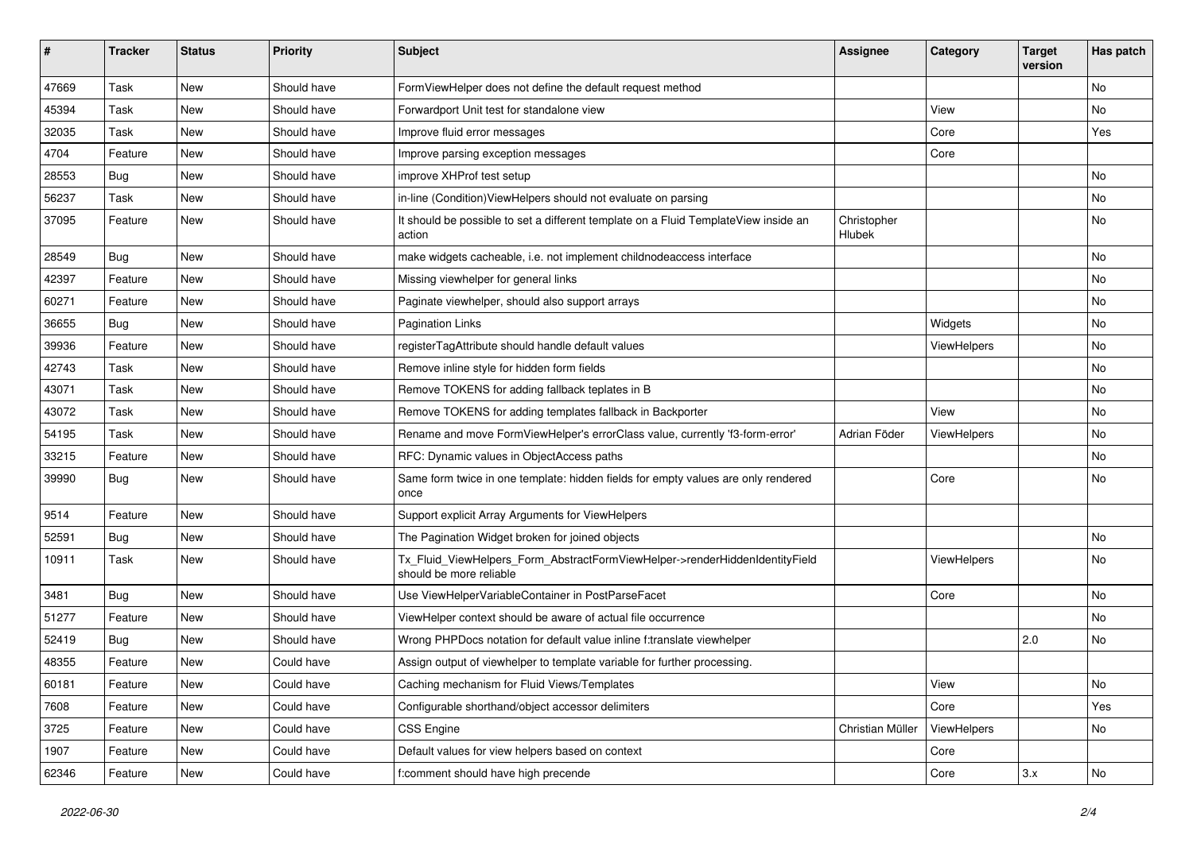| # | Tracker | Status | Priority | Subject | Assignee | Category | Target version | Has patch |
|---|---|---|---|---|---|---|---|---|
| 47669 | Task | New | Should have | FormViewHelper does not define the default request method | | | | No |
| 45394 | Task | New | Should have | Forwardport Unit test for standalone view | | View | | No |
| 32035 | Task | New | Should have | Improve fluid error messages | | Core | | Yes |
| 4704 | Feature | New | Should have | Improve parsing exception messages | | Core | | |
| 28553 | Bug | New | Should have | improve XHProf test setup | | | | No |
| 56237 | Task | New | Should have | in-line (Condition)ViewHelpers should not evaluate on parsing | | | | No |
| 37095 | Feature | New | Should have | It should be possible to set a different template on a Fluid TemplateView inside an action | Christopher Hlubek | | | No |
| 28549 | Bug | New | Should have | make widgets cacheable, i.e. not implement childnodeaccess interface | | | | No |
| 42397 | Feature | New | Should have | Missing viewhelper for general links | | | | No |
| 60271 | Feature | New | Should have | Paginate viewhelper, should also support arrays | | | | No |
| 36655 | Bug | New | Should have | Pagination Links | | Widgets | | No |
| 39936 | Feature | New | Should have | registerTagAttribute should handle default values | | ViewHelpers | | No |
| 42743 | Task | New | Should have | Remove inline style for hidden form fields | | | | No |
| 43071 | Task | New | Should have | Remove TOKENS for adding fallback teplates in B | | | | No |
| 43072 | Task | New | Should have | Remove TOKENS for adding templates fallback in Backporter | | View | | No |
| 54195 | Task | New | Should have | Rename and move FormViewHelper's errorClass value, currently 'f3-form-error' | Adrian Föder | ViewHelpers | | No |
| 33215 | Feature | New | Should have | RFC: Dynamic values in ObjectAccess paths | | | | No |
| 39990 | Bug | New | Should have | Same form twice in one template: hidden fields for empty values are only rendered once | | Core | | No |
| 9514 | Feature | New | Should have | Support explicit Array Arguments for ViewHelpers | | | | |
| 52591 | Bug | New | Should have | The Pagination Widget broken for joined objects | | | | No |
| 10911 | Task | New | Should have | Tx_Fluid_ViewHelpers_Form_AbstractFormViewHelper->renderHiddenIdentityField should be more reliable | | ViewHelpers | | No |
| 3481 | Bug | New | Should have | Use ViewHelperVariableContainer in PostParseFacet | | Core | | No |
| 51277 | Feature | New | Should have | ViewHelper context should be aware of actual file occurrence | | | | No |
| 52419 | Bug | New | Should have | Wrong PHPDocs notation for default value inline f:translate viewhelper | | | 2.0 | No |
| 48355 | Feature | New | Could have | Assign output of viewhelper to template variable for further processing. | | | | |
| 60181 | Feature | New | Could have | Caching mechanism for Fluid Views/Templates | | View | | No |
| 7608 | Feature | New | Could have | Configurable shorthand/object accessor delimiters | | Core | | Yes |
| 3725 | Feature | New | Could have | CSS Engine | Christian Müller | ViewHelpers | | No |
| 1907 | Feature | New | Could have | Default values for view helpers based on context | | Core | | |
| 62346 | Feature | New | Could have | f:comment should have high precende | | Core | 3.x | No |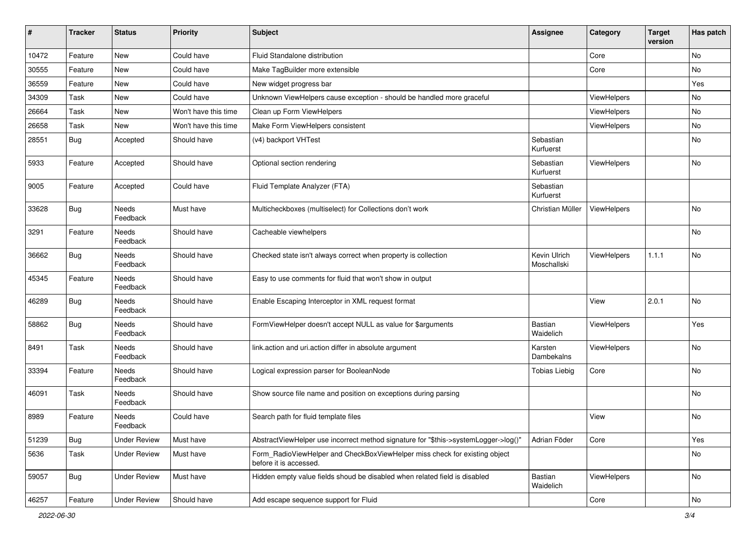| # | Tracker | Status | Priority | Subject | Assignee | Category | Target version | Has patch |
|---|---|---|---|---|---|---|---|---|
| 10472 | Feature | New | Could have | Fluid Standalone distribution | | Core | | No |
| 30555 | Feature | New | Could have | Make TagBuilder more extensible | | Core | | No |
| 36559 | Feature | New | Could have | New widget progress bar | | | | Yes |
| 34309 | Task | New | Could have | Unknown ViewHelpers cause exception - should be handled more graceful | | ViewHelpers | | No |
| 26664 | Task | New | Won't have this time | Clean up Form ViewHelpers | | ViewHelpers | | No |
| 26658 | Task | New | Won't have this time | Make Form ViewHelpers consistent | | ViewHelpers | | No |
| 28551 | Bug | Accepted | Should have | (v4) backport VHTest | Sebastian Kurfuerst | | | No |
| 5933 | Feature | Accepted | Should have | Optional section rendering | Sebastian Kurfuerst | ViewHelpers | | No |
| 9005 | Feature | Accepted | Could have | Fluid Template Analyzer (FTA) | Sebastian Kurfuerst | | | |
| 33628 | Bug | Needs Feedback | Must have | Multicheckboxes (multiselect) for Collections don't work | Christian Müller | ViewHelpers | | No |
| 3291 | Feature | Needs Feedback | Should have | Cacheable viewhelpers | | | | No |
| 36662 | Bug | Needs Feedback | Should have | Checked state isn't always correct when property is collection | Kevin Ulrich Moschallski | ViewHelpers | 1.1.1 | No |
| 45345 | Feature | Needs Feedback | Should have | Easy to use comments for fluid that won't show in output | | | | |
| 46289 | Bug | Needs Feedback | Should have | Enable Escaping Interceptor in XML request format | | View | 2.0.1 | No |
| 58862 | Bug | Needs Feedback | Should have | FormViewHelper doesn't accept NULL as value for $arguments | Bastian Waidelich | ViewHelpers | | Yes |
| 8491 | Task | Needs Feedback | Should have | link.action and uri.action differ in absolute argument | Karsten Dambekalns | ViewHelpers | | No |
| 33394 | Feature | Needs Feedback | Should have | Logical expression parser for BooleanNode | Tobias Liebig | Core | | No |
| 46091 | Task | Needs Feedback | Should have | Show source file name and position on exceptions during parsing | | | | No |
| 8989 | Feature | Needs Feedback | Could have | Search path for fluid template files | | View | | No |
| 51239 | Bug | Under Review | Must have | AbstractViewHelper use incorrect method signature for "$this->systemLogger->log()" | Adrian Föder | Core | | Yes |
| 5636 | Task | Under Review | Must have | Form_RadioViewHelper and CheckBoxViewHelper miss check for existing object before it is accessed. | | | | No |
| 59057 | Bug | Under Review | Must have | Hidden empty value fields shoud be disabled when related field is disabled | Bastian Waidelich | ViewHelpers | | No |
| 46257 | Feature | Under Review | Should have | Add escape sequence support for Fluid | | Core | | No |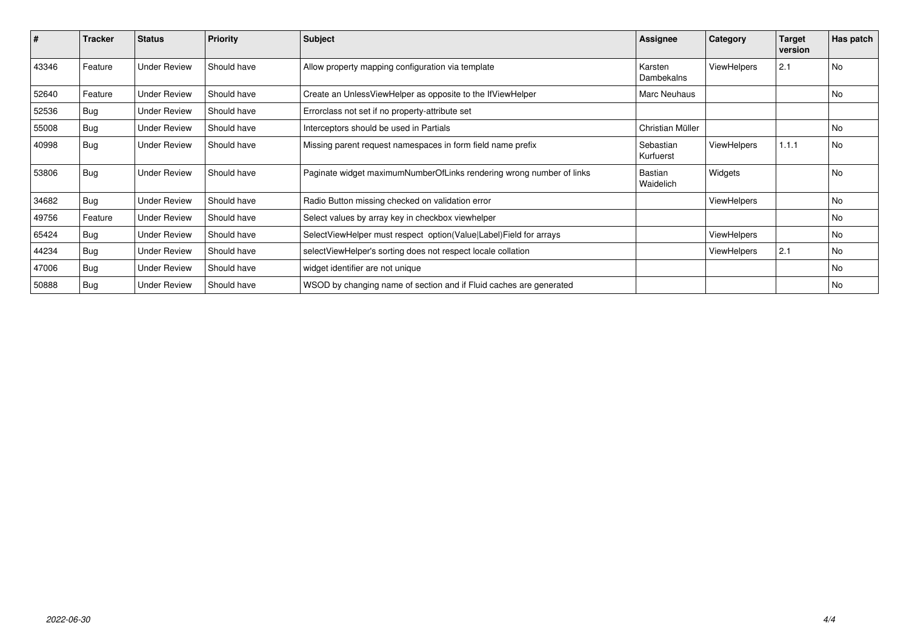| # | Tracker | Status | Priority | Subject | Assignee | Category | Target version | Has patch |
|---|---|---|---|---|---|---|---|---|
| 43346 | Feature | Under Review | Should have | Allow property mapping configuration via template | Karsten Dambekalns | ViewHelpers | 2.1 | No |
| 52640 | Feature | Under Review | Should have | Create an UnlessViewHelper as opposite to the IfViewHelper | Marc Neuhaus | | | No |
| 52536 | Bug | Under Review | Should have | Errorclass not set if no property-attribute set | | | | |
| 55008 | Bug | Under Review | Should have | Interceptors should be used in Partials | Christian Müller | | | No |
| 40998 | Bug | Under Review | Should have | Missing parent request namespaces in form field name prefix | Sebastian Kurfuerst | ViewHelpers | 1.1.1 | No |
| 53806 | Bug | Under Review | Should have | Paginate widget maximumNumberOfLinks rendering wrong number of links | Bastian Waidelich | Widgets | | No |
| 34682 | Bug | Under Review | Should have | Radio Button missing checked on validation error | | ViewHelpers | | No |
| 49756 | Feature | Under Review | Should have | Select values by array key in checkbox viewhelper | | | | No |
| 65424 | Bug | Under Review | Should have | SelectViewHelper must respect option(Value\|Label)Field for arrays | | ViewHelpers | | No |
| 44234 | Bug | Under Review | Should have | selectViewHelper's sorting does not respect locale collation | | ViewHelpers | 2.1 | No |
| 47006 | Bug | Under Review | Should have | widget identifier are not unique | | | | No |
| 50888 | Bug | Under Review | Should have | WSOD by changing name of section and if Fluid caches are generated | | | | No |

*2022-06-30*